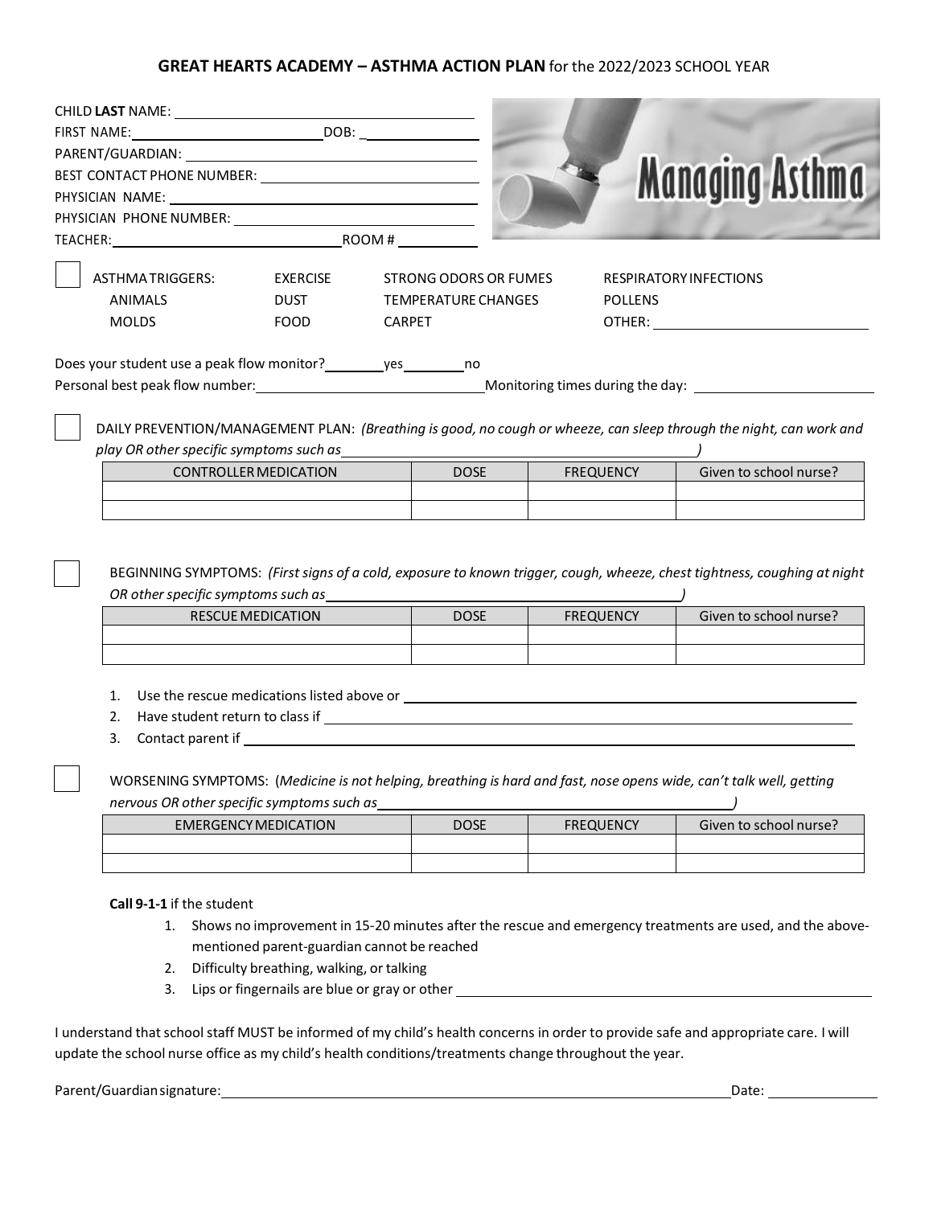## GREAT HEARTS ACADEMY – ASTHMA ACTION PLAN for the 2022/2023 SCHOOL YEAR

CHILD **LAST** NAME: ______________________

FIRST NAME: ______________________ DOB: ______________

PARENT/GUARDIAN: ______________________

BEST CONTACT PHONE NUMBER: ______________________

PHYSICIAN NAME: ______________________

PHYSICIAN PHONE NUMBER: ______________________

TEACHER: ______________________ ROOM # __________

☐ ASTHMA TRIGGERS:

| | | | |
|---|---|---|---|
| | EXERCISE | STRONG ODORS OR FUMES | RESPIRATORY INFECTIONS |
| ANIMALS | DUST | TEMPERATURE CHANGES | POLLENS |
| MOLDS | FOOD | CARPET | OTHER: ______________ |

Does your student use a peak flow monitor? ________ yes ________ no

Personal best peak flow number: ______________________ Monitoring times during the day: ______________________

☐ DAILY PREVENTION/MANAGEMENT PLAN: *(Breathing is good, no cough or wheeze, can sleep through the night, can work and play OR other specific symptoms such as ______________________ )*

| CONTROLLER MEDICATION | DOSE | FREQUENCY | Given to school nurse? |
|---|---|---|---|
| | | | |
| | | | |

☐ BEGINNING SYMPTOMS: *(First signs of a cold, exposure to known trigger, cough, wheeze, chest tightness, coughing at night OR other specific symptoms such as ______________________ )*

| RESCUE MEDICATION | DOSE | FREQUENCY | Given to school nurse? |
|---|---|---|---|
| | | | |
| | | | |

1. Use the rescue medications listed above or ______________________
2. Have student return to class if ______________________
3. Contact parent if ______________________

☐ WORSENING SYMPTOMS: (*Medicine is not helping, breathing is hard and fast, nose opens wide, can't talk well, getting nervous OR other specific symptoms such as ______________________ )*

| EMERGENCY MEDICATION | DOSE | FREQUENCY | Given to school nurse? |
|---|---|---|---|
| | | | |
| | | | |

**Call 9-1-1** if the student

1. Shows no improvement in 15-20 minutes after the rescue and emergency treatments are used, and the above-mentioned parent-guardian cannot be reached
2. Difficulty breathing, walking, or talking
3. Lips or fingernails are blue or gray or other ______________________

I understand that school staff MUST be informed of my child's health concerns in order to provide safe and appropriate care. I will update the school nurse office as my child's health conditions/treatments change throughout the year.

Parent/Guardian signature: ______________________ Date: __________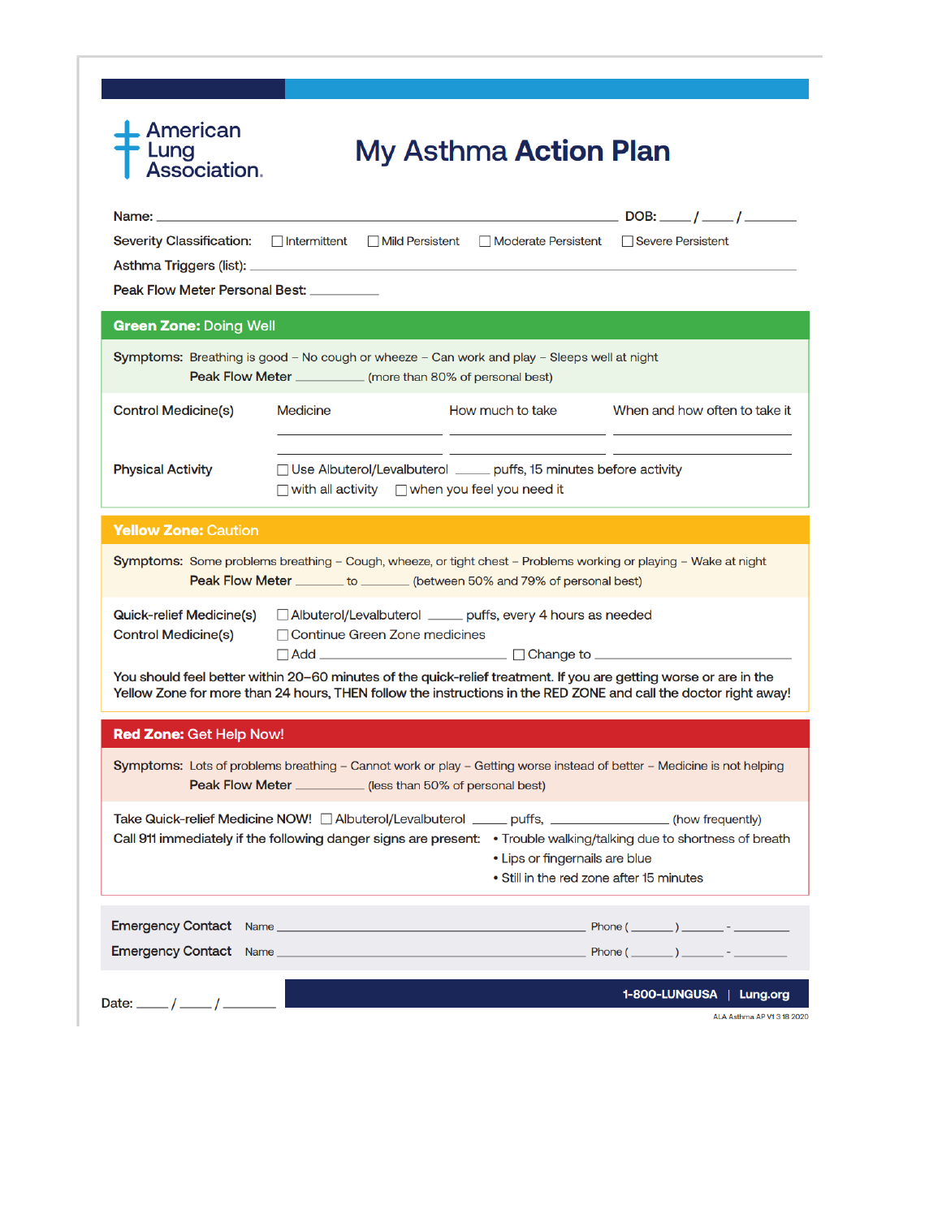American Lung Association.

# My Asthma Action Plan

Name: ______________________________________________ DOB: ____ / ____ / ______

Severity Classification: ☐ Intermittent ☐ Mild Persistent ☐ Moderate Persistent ☐ Severe Persistent

Asthma Triggers (list): ______________________________________________

Peak Flow Meter Personal Best: __________

## Green Zone: Doing Well

**Symptoms:** Breathing is good – No cough or wheeze – Can work and play – Sleeps well at night

**Peak Flow Meter** __________ (more than 80% of personal best)

| Control Medicine(s) | Medicine | How much to take | When and how often to take it |
|---|---|---|---|
| | __________ | __________ | __________ |
| | __________ | __________ | __________ |

**Physical Activity** ☐ Use Albuterol/Levalbuterol ______ puffs, 15 minutes before activity

☐ with all activity ☐ when you feel you need it

## Yellow Zone: Caution

**Symptoms:** Some problems breathing – Cough, wheeze, or tight chest – Problems working or playing – Wake at night

**Peak Flow Meter** __________ to __________ (between 50% and 79% of personal best)

**Quick-relief Medicine(s)** ☐ Albuterol/Levalbuterol ______ puffs, every 4 hours as needed

**Control Medicine(s)** ☐ Continue Green Zone medicines

☐ Add ______________________ ☐ Change to ______________________

You should feel better within 20–60 minutes of the quick-relief treatment. If you are getting worse or are in the Yellow Zone for more than 24 hours, THEN follow the instructions in the RED ZONE and call the doctor right away!

## Red Zone: Get Help Now!

**Symptoms:** Lots of problems breathing – Cannot work or play – Getting worse instead of better – Medicine is not helping

**Peak Flow Meter** __________ (less than 50% of personal best)

Take Quick-relief Medicine NOW! ☐ Albuterol/Levalbuterol ______ puffs, ______________ (how frequently)

Call 911 immediately if the following danger signs are present:

- Trouble walking/talking due to shortness of breath
- Lips or fingernails are blue
- Still in the red zone after 15 minutes

**Emergency Contact** Name ______________________________ Phone ( ______ ) ______ - ______

**Emergency Contact** Name ______________________________ Phone ( ______ ) ______ - ______

Date: ____ / ____ / ______

1-800-LUNGUSA | Lung.org

ALA Asthma AP V1 3 18 2020